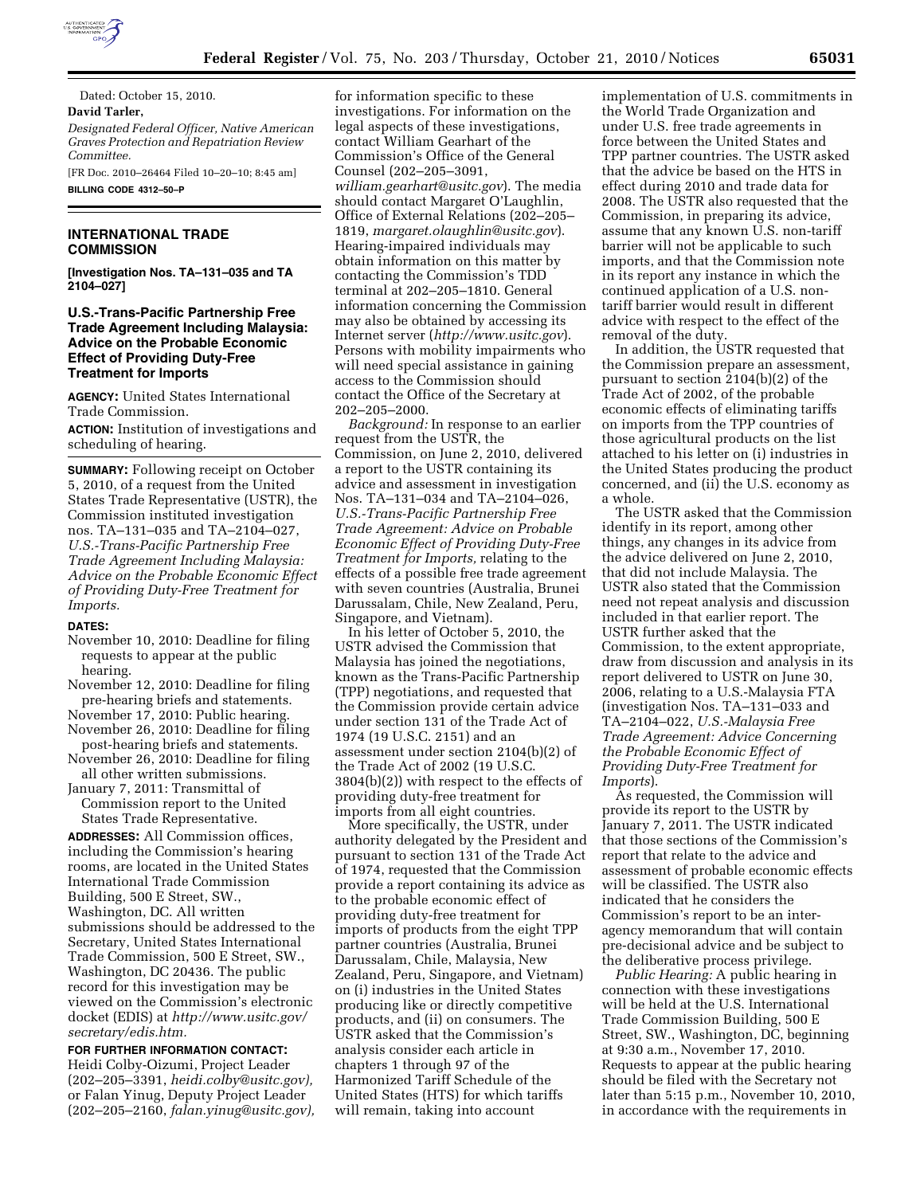Dated: October 15, 2010.

**David Tarler,**

*Designated Federal Officer, Native American Graves Protection and Repatriation Review Committee.*

[FR Doc. 2010–26464 Filed 10–20–10; 8:45 am]

**BILLING CODE 4312–50–P**

## INTERNATIONAL TRADE COMMISSION

**[Investigation Nos. TA–131–035 and TA 2104–027]**

### U.S.-Trans-Pacific Partnership Free Trade Agreement Including Malaysia: Advice on the Probable Economic Effect of Providing Duty-Free Treatment for Imports

**AGENCY:** United States International Trade Commission.

**ACTION:** Institution of investigations and scheduling of hearing.

**SUMMARY:** Following receipt on October 5, 2010, of a request from the United States Trade Representative (USTR), the Commission instituted investigation nos. TA–131–035 and TA–2104–027, *U.S.-Trans-Pacific Partnership Free Trade Agreement Including Malaysia: Advice on the Probable Economic Effect of Providing Duty-Free Treatment for Imports.*

**DATES:**

November 10, 2010: Deadline for filing requests to appear at the public hearing.

November 12, 2010: Deadline for filing pre-hearing briefs and statements.

November 17, 2010: Public hearing.

November 26, 2010: Deadline for filing post-hearing briefs and statements.

November 26, 2010: Deadline for filing all other written submissions.

January 7, 2011: Transmittal of Commission report to the United States Trade Representative.

**ADDRESSES:** All Commission offices, including the Commission's hearing rooms, are located in the United States International Trade Commission Building, 500 E Street, SW., Washington, DC. All written submissions should be addressed to the Secretary, United States International Trade Commission, 500 E Street, SW., Washington, DC 20436. The public record for this investigation may be viewed on the Commission's electronic docket (EDIS) at *http://www.usitc.gov/secretary/edis.htm.*

**FOR FURTHER INFORMATION CONTACT:** Heidi Colby-Oizumi, Project Leader (202–205–3391, *heidi.colby@usitc.gov),* or Falan Yinug, Deputy Project Leader (202–205–2160, *falan.yinug@usitc.gov),* for information specific to these investigations. For information on the legal aspects of these investigations, contact William Gearhart of the Commission's Office of the General Counsel (202–205–3091, *william.gearhart@usitc.gov*). The media should contact Margaret O'Laughlin, Office of External Relations (202–205–1819, *margaret.olaughlin@usitc.gov*). Hearing-impaired individuals may obtain information on this matter by contacting the Commission's TDD terminal at 202–205–1810. General information concerning the Commission may also be obtained by accessing its Internet server (*http://www.usitc.gov*). Persons with mobility impairments who will need special assistance in gaining access to the Commission should contact the Office of the Secretary at 202–205–2000.

*Background:* In response to an earlier request from the USTR, the Commission, on June 2, 2010, delivered a report to the USTR containing its advice and assessment in investigation Nos. TA–131–034 and TA–2104–026, *U.S.-Trans-Pacific Partnership Free Trade Agreement: Advice on Probable Economic Effect of Providing Duty-Free Treatment for Imports,* relating to the effects of a possible free trade agreement with seven countries (Australia, Brunei Darussalam, Chile, New Zealand, Peru, Singapore, and Vietnam).

In his letter of October 5, 2010, the USTR advised the Commission that Malaysia has joined the negotiations, known as the Trans-Pacific Partnership (TPP) negotiations, and requested that the Commission provide certain advice under section 131 of the Trade Act of 1974 (19 U.S.C. 2151) and an assessment under section 2104(b)(2) of the Trade Act of 2002 (19 U.S.C. 3804(b)(2)) with respect to the effects of providing duty-free treatment for imports from all eight countries.

More specifically, the USTR, under authority delegated by the President and pursuant to section 131 of the Trade Act of 1974, requested that the Commission provide a report containing its advice as to the probable economic effect of providing duty-free treatment for imports of products from the eight TPP partner countries (Australia, Brunei Darussalam, Chile, Malaysia, New Zealand, Peru, Singapore, and Vietnam) on (i) industries in the United States producing like or directly competitive products, and (ii) on consumers. The USTR asked that the Commission's analysis consider each article in chapters 1 through 97 of the Harmonized Tariff Schedule of the United States (HTS) for which tariffs will remain, taking into account implementation of U.S. commitments in the World Trade Organization and under U.S. free trade agreements in force between the United States and TPP partner countries. The USTR asked that the advice be based on the HTS in effect during 2010 and trade data for 2008. The USTR also requested that the Commission, in preparing its advice, assume that any known U.S. non-tariff barrier will not be applicable to such imports, and that the Commission note in its report any instance in which the continued application of a U.S. non-tariff barrier would result in different advice with respect to the effect of the removal of the duty.

In addition, the USTR requested that the Commission prepare an assessment, pursuant to section 2104(b)(2) of the Trade Act of 2002, of the probable economic effects of eliminating tariffs on imports from the TPP countries of those agricultural products on the list attached to his letter on (i) industries in the United States producing the product concerned, and (ii) the U.S. economy as a whole.

The USTR asked that the Commission identify in its report, among other things, any changes in its advice from the advice delivered on June 2, 2010, that did not include Malaysia. The USTR also stated that the Commission need not repeat analysis and discussion included in that earlier report. The USTR further asked that the Commission, to the extent appropriate, draw from discussion and analysis in its report delivered to USTR on June 30, 2006, relating to a U.S.-Malaysia FTA (investigation Nos. TA–131–033 and TA–2104–022, *U.S.-Malaysia Free Trade Agreement: Advice Concerning the Probable Economic Effect of Providing Duty-Free Treatment for Imports*).

As requested, the Commission will provide its report to the USTR by January 7, 2011. The USTR indicated that those sections of the Commission's report that relate to the advice and assessment of probable economic effects will be classified. The USTR also indicated that he considers the Commission's report to be an inter-agency memorandum that will contain pre-decisional advice and be subject to the deliberative process privilege.

*Public Hearing:* A public hearing in connection with these investigations will be held at the U.S. International Trade Commission Building, 500 E Street, SW., Washington, DC, beginning at 9:30 a.m., November 17, 2010. Requests to appear at the public hearing should be filed with the Secretary not later than 5:15 p.m., November 10, 2010, in accordance with the requirements in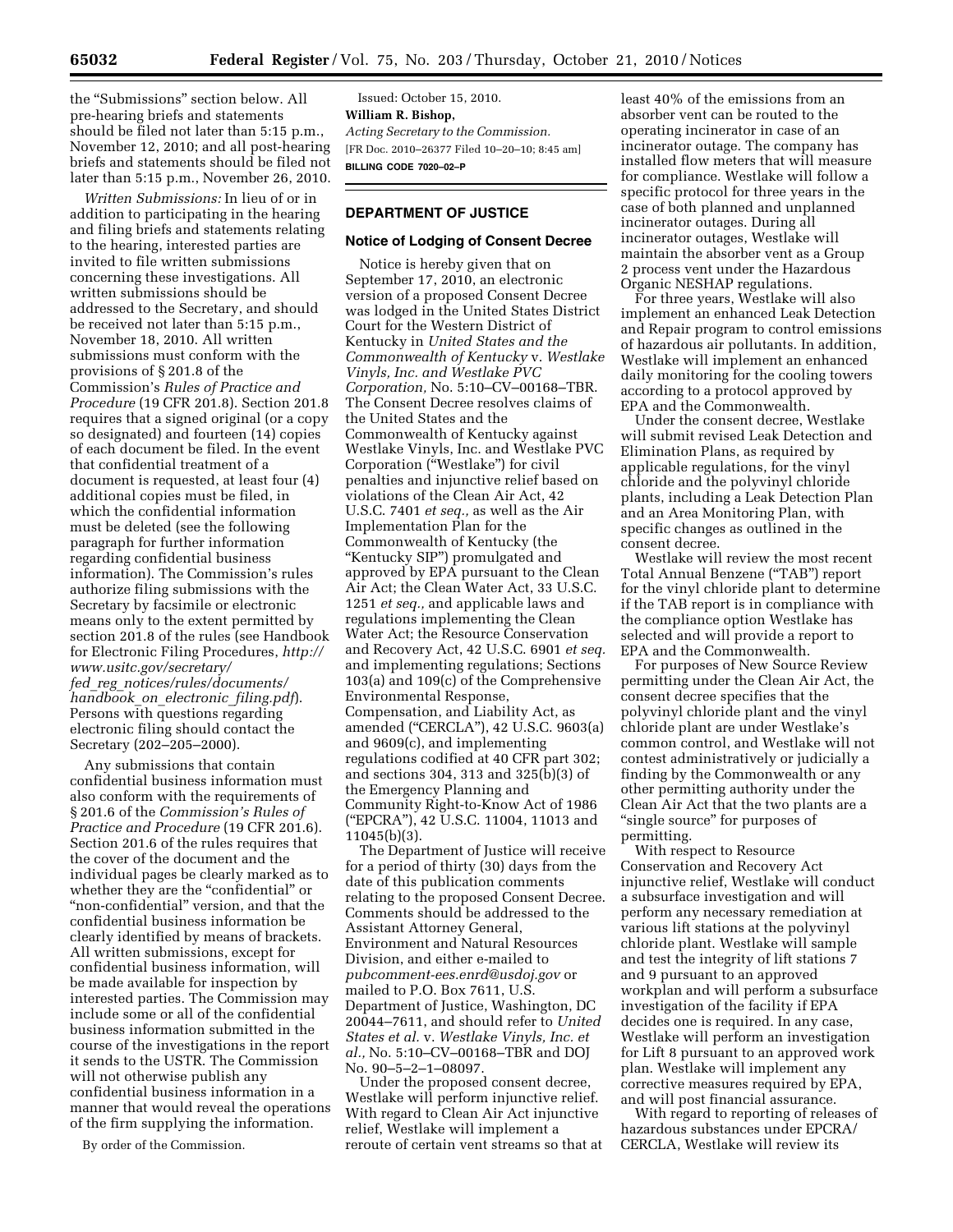the "Submissions" section below. All pre-hearing briefs and statements should be filed not later than 5:15 p.m., November 12, 2010; and all post-hearing briefs and statements should be filed not later than 5:15 p.m., November 26, 2010.

*Written Submissions:* In lieu of or in addition to participating in the hearing and filing briefs and statements relating to the hearing, interested parties are invited to file written submissions concerning these investigations. All written submissions should be addressed to the Secretary, and should be received not later than 5:15 p.m., November 18, 2010. All written submissions must conform with the provisions of § 201.8 of the Commission's *Rules of Practice and Procedure* (19 CFR 201.8). Section 201.8 requires that a signed original (or a copy so designated) and fourteen (14) copies of each document be filed. In the event that confidential treatment of a document is requested, at least four (4) additional copies must be filed, in which the confidential information must be deleted (see the following paragraph for further information regarding confidential business information). The Commission's rules authorize filing submissions with the Secretary by facsimile or electronic means only to the extent permitted by section 201.8 of the rules (see Handbook for Electronic Filing Procedures, *http://www.usitc.gov/secretary/fed_reg_notices/rules/documents/handbook_on_electronic_filing.pdf*). Persons with questions regarding electronic filing should contact the Secretary (202–205–2000).

Any submissions that contain confidential business information must also conform with the requirements of § 201.6 of the *Commission's Rules of Practice and Procedure* (19 CFR 201.6). Section 201.6 of the rules requires that the cover of the document and the individual pages be clearly marked as to whether they are the "confidential" or "non-confidential" version, and that the confidential business information be clearly identified by means of brackets. All written submissions, except for confidential business information, will be made available for inspection by interested parties. The Commission may include some or all of the confidential business information submitted in the course of the investigations in the report it sends to the USTR. The Commission will not otherwise publish any confidential business information in a manner that would reveal the operations of the firm supplying the information.

By order of the Commission.

Issued: October 15, 2010.

**William R. Bishop,**

*Acting Secretary to the Commission.*

[FR Doc. 2010–26377 Filed 10–20–10; 8:45 am]

**BILLING CODE 7020–02–P**

## DEPARTMENT OF JUSTICE

### Notice of Lodging of Consent Decree

Notice is hereby given that on September 17, 2010, an electronic version of a proposed Consent Decree was lodged in the United States District Court for the Western District of Kentucky in *United States and the Commonwealth of Kentucky* v. *Westlake Vinyls, Inc. and Westlake PVC Corporation,* No. 5:10–CV–00168–TBR. The Consent Decree resolves claims of the United States and the Commonwealth of Kentucky against Westlake Vinyls, Inc. and Westlake PVC Corporation ("Westlake") for civil penalties and injunctive relief based on violations of the Clean Air Act, 42 U.S.C. 7401 *et seq.,* as well as the Air Implementation Plan for the Commonwealth of Kentucky (the "Kentucky SIP") promulgated and approved by EPA pursuant to the Clean Air Act; the Clean Water Act, 33 U.S.C. 1251 *et seq.,* and applicable laws and regulations implementing the Clean Water Act; the Resource Conservation and Recovery Act, 42 U.S.C. 6901 *et seq.* and implementing regulations; Sections 103(a) and 109(c) of the Comprehensive Environmental Response, Compensation, and Liability Act, as amended ("CERCLA"), 42 U.S.C. 9603(a) and 9609(c), and implementing regulations codified at 40 CFR part 302; and sections 304, 313 and 325(b)(3) of the Emergency Planning and Community Right-to-Know Act of 1986 ("EPCRA"), 42 U.S.C. 11004, 11013 and 11045(b)(3).

The Department of Justice will receive for a period of thirty (30) days from the date of this publication comments relating to the proposed Consent Decree. Comments should be addressed to the Assistant Attorney General, Environment and Natural Resources Division, and either e-mailed to *pubcomment-ees.enrd@usdoj.gov* or mailed to P.O. Box 7611, U.S. Department of Justice, Washington, DC 20044–7611, and should refer to *United States et al.* v. *Westlake Vinyls, Inc. et al.,* No. 5:10–CV–00168–TBR and DOJ No. 90–5–2–1–08097.

Under the proposed consent decree, Westlake will perform injunctive relief. With regard to Clean Air Act injunctive relief, Westlake will implement a reroute of certain vent streams so that at least 40% of the emissions from an absorber vent can be routed to the operating incinerator in case of an incinerator outage. The company has installed flow meters that will measure for compliance. Westlake will follow a specific protocol for three years in the case of both planned and unplanned incinerator outages. During all incinerator outages, Westlake will maintain the absorber vent as a Group 2 process vent under the Hazardous Organic NESHAP regulations.

For three years, Westlake will also implement an enhanced Leak Detection and Repair program to control emissions of hazardous air pollutants. In addition, Westlake will implement an enhanced daily monitoring for the cooling towers according to a protocol approved by EPA and the Commonwealth.

Under the consent decree, Westlake will submit revised Leak Detection and Elimination Plans, as required by applicable regulations, for the vinyl chloride and the polyvinyl chloride plants, including a Leak Detection Plan and an Area Monitoring Plan, with specific changes as outlined in the consent decree.

Westlake will review the most recent Total Annual Benzene ("TAB") report for the vinyl chloride plant to determine if the TAB report is in compliance with the compliance option Westlake has selected and will provide a report to EPA and the Commonwealth.

For purposes of New Source Review permitting under the Clean Air Act, the consent decree specifies that the polyvinyl chloride plant and the vinyl chloride plant are under Westlake's common control, and Westlake will not contest administratively or judicially a finding by the Commonwealth or any other permitting authority under the Clean Air Act that the two plants are a "single source" for purposes of permitting.

With respect to Resource Conservation and Recovery Act injunctive relief, Westlake will conduct a subsurface investigation and will perform any necessary remediation at various lift stations at the polyvinyl chloride plant. Westlake will sample and test the integrity of lift stations 7 and 9 pursuant to an approved workplan and will perform a subsurface investigation of the facility if EPA decides one is required. In any case, Westlake will perform an investigation for Lift 8 pursuant to an approved work plan. Westlake will implement any corrective measures required by EPA, and will post financial assurance.

With regard to reporting of releases of hazardous substances under EPCRA/CERCLA, Westlake will review its